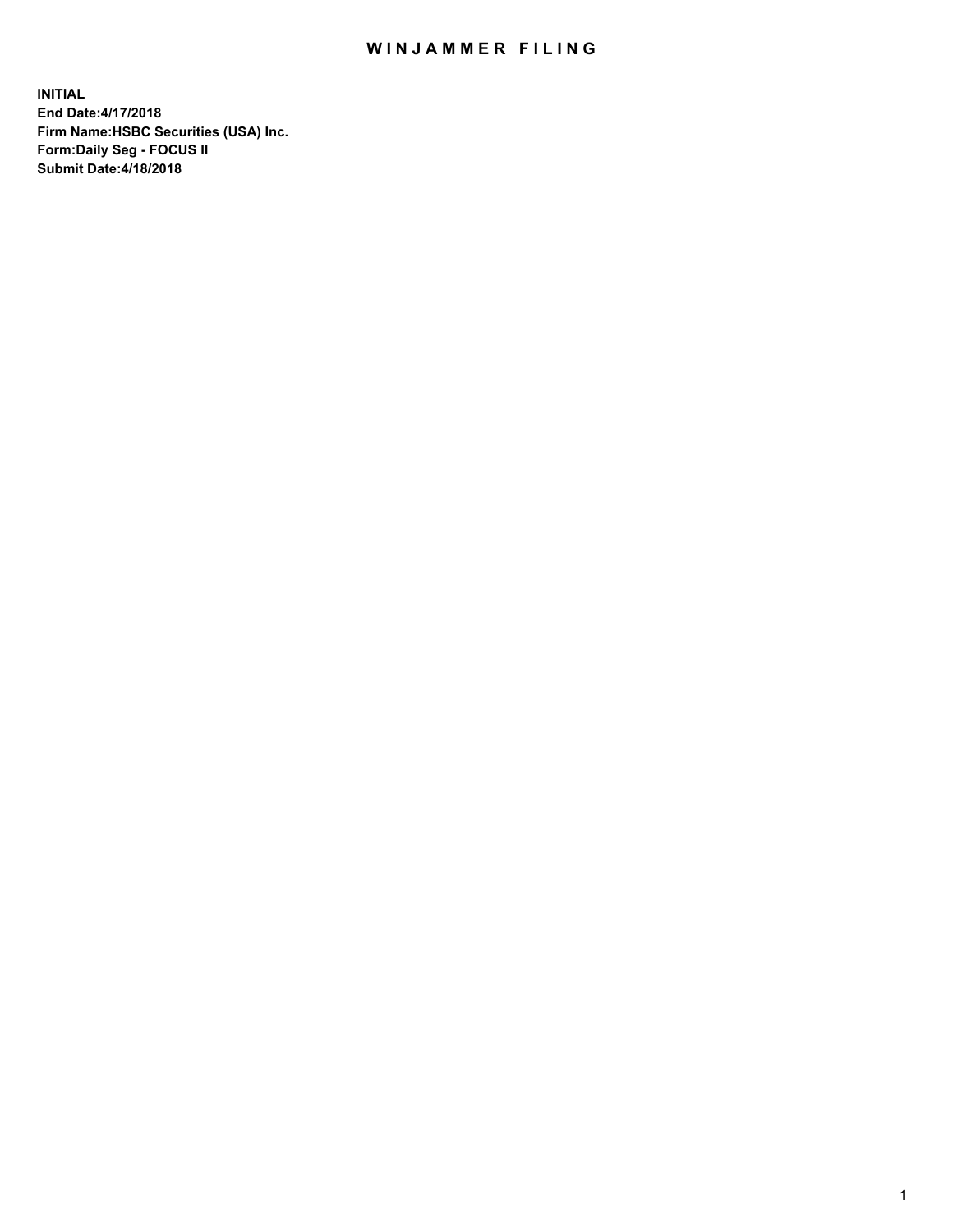# WINJAMMER FILING

**INITIAL**
**End Date:4/17/2018**
**Firm Name:HSBC Securities (USA) Inc.**
**Form:Daily Seg - FOCUS II**
**Submit Date:4/18/2018**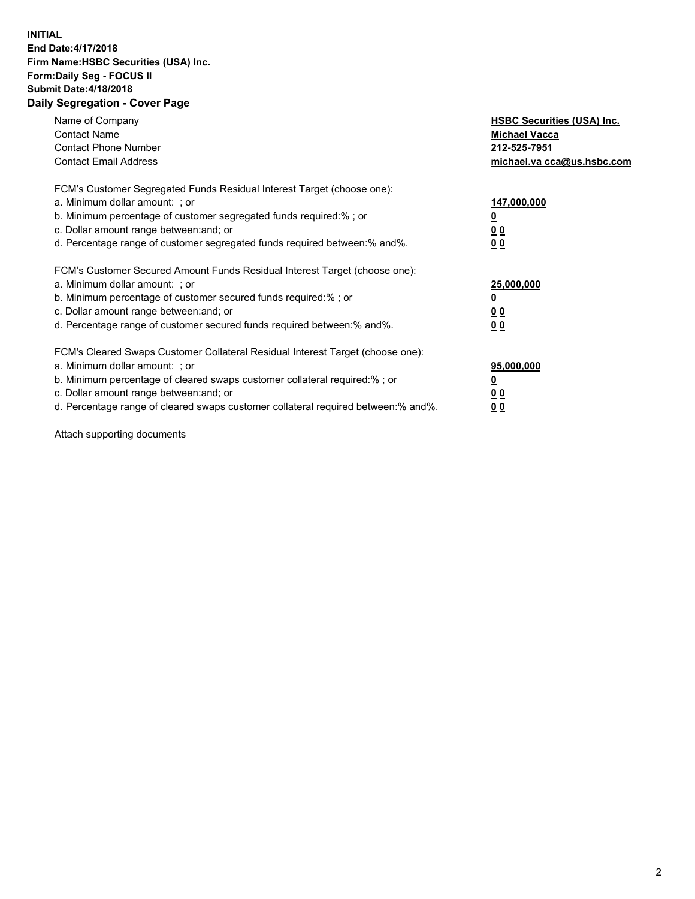**INITIAL**
**End Date:4/17/2018**
**Firm Name:HSBC Securities (USA) Inc.**
**Form:Daily Seg - FOCUS II**
**Submit Date:4/18/2018**
**Daily Segregation - Cover Page**

| | |
|---|---|
| Name of Company | **HSBC Securities (USA) Inc.** |
| Contact Name | **Michael Vacca** |
| Contact Phone Number | **212-525-7951** |
| Contact Email Address | **michael.va cca@us.hsbc.com** |
| FCM's Customer Segregated Funds Residual Interest Target (choose one): | |
| a. Minimum dollar amount: ; or | **147,000,000** |
| b. Minimum percentage of customer segregated funds required:% ; or | **0** |
| c. Dollar amount range between:and; or | **0 0** |
| d. Percentage range of customer segregated funds required between:% and%. | **0 0** |
| FCM's Customer Secured Amount Funds Residual Interest Target (choose one): | |
| a. Minimum dollar amount: ; or | **25,000,000** |
| b. Minimum percentage of customer secured funds required:% ; or | **0** |
| c. Dollar amount range between:and; or | **0 0** |
| d. Percentage range of customer secured funds required between:% and%. | **0 0** |
| FCM's Cleared Swaps Customer Collateral Residual Interest Target (choose one): | |
| a. Minimum dollar amount: ; or | **95,000,000** |
| b. Minimum percentage of cleared swaps customer collateral required:% ; or | **0** |
| c. Dollar amount range between:and; or | **0 0** |
| d. Percentage range of cleared swaps customer collateral required between:% and%. | **0 0** |

Attach supporting documents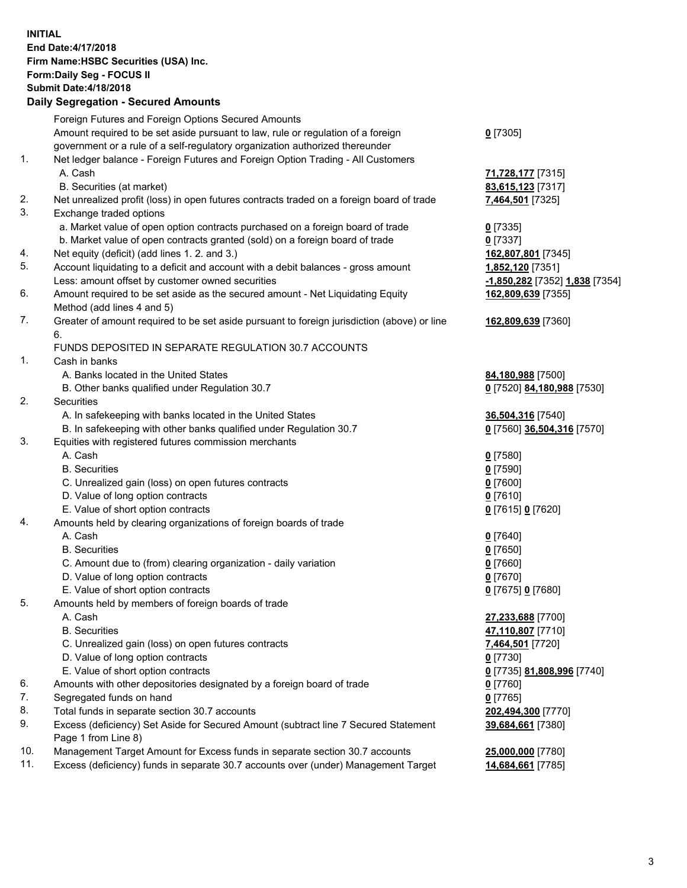**INITIAL**
**End Date:4/17/2018**
**Firm Name:HSBC Securities (USA) Inc.**
**Form:Daily Seg - FOCUS II**
**Submit Date:4/18/2018**

## Daily Segregation - Secured Amounts

| | | |
|---|---|---|
| | Foreign Futures and Foreign Options Secured Amounts | |
| | Amount required to be set aside pursuant to law, rule or regulation of a foreign government or a rule of a self-regulatory organization authorized thereunder | **0** [7305] |
| 1. | Net ledger balance - Foreign Futures and Foreign Option Trading - All Customers | |
| | A. Cash | **71,728,177** [7315] |
| | B. Securities (at market) | **83,615,123** [7317] |
| 2. | Net unrealized profit (loss) in open futures contracts traded on a foreign board of trade | **7,464,501** [7325] |
| 3. | Exchange traded options | |
| | a. Market value of open option contracts purchased on a foreign board of trade | **0** [7335] |
| | b. Market value of open contracts granted (sold) on a foreign board of trade | **0** [7337] |
| 4. | Net equity (deficit) (add lines 1. 2. and 3.) | **162,807,801** [7345] |
| 5. | Account liquidating to a deficit and account with a debit balances - gross amount | **1,852,120** [7351] |
| | Less: amount offset by customer owned securities | **-1,850,282** [7352] **1,838** [7354] |
| 6. | Amount required to be set aside as the secured amount - Net Liquidating Equity Method (add lines 4 and 5) | **162,809,639** [7355] |
| 7. | Greater of amount required to be set aside pursuant to foreign jurisdiction (above) or line 6. | **162,809,639** [7360] |
| | FUNDS DEPOSITED IN SEPARATE REGULATION 30.7 ACCOUNTS | |
| 1. | Cash in banks | |
| | A. Banks located in the United States | **84,180,988** [7500] |
| | B. Other banks qualified under Regulation 30.7 | **0** [7520] **84,180,988** [7530] |
| 2. | Securities | |
| | A. In safekeeping with banks located in the United States | **36,504,316** [7540] |
| | B. In safekeeping with other banks qualified under Regulation 30.7 | **0** [7560] **36,504,316** [7570] |
| 3. | Equities with registered futures commission merchants | |
| | A. Cash | **0** [7580] |
| | B. Securities | **0** [7590] |
| | C. Unrealized gain (loss) on open futures contracts | **0** [7600] |
| | D. Value of long option contracts | **0** [7610] |
| | E. Value of short option contracts | **0** [7615] **0** [7620] |
| 4. | Amounts held by clearing organizations of foreign boards of trade | |
| | A. Cash | **0** [7640] |
| | B. Securities | **0** [7650] |
| | C. Amount due to (from) clearing organization - daily variation | **0** [7660] |
| | D. Value of long option contracts | **0** [7670] |
| | E. Value of short option contracts | **0** [7675] **0** [7680] |
| 5. | Amounts held by members of foreign boards of trade | |
| | A. Cash | **27,233,688** [7700] |
| | B. Securities | **47,110,807** [7710] |
| | C. Unrealized gain (loss) on open futures contracts | **7,464,501** [7720] |
| | D. Value of long option contracts | **0** [7730] |
| | E. Value of short option contracts | **0** [7735] **81,808,996** [7740] |
| 6. | Amounts with other depositories designated by a foreign board of trade | **0** [7760] |
| 7. | Segregated funds on hand | **0** [7765] |
| 8. | Total funds in separate section 30.7 accounts | **202,494,300** [7770] |
| 9. | Excess (deficiency) Set Aside for Secured Amount (subtract line 7 Secured Statement Page 1 from Line 8) | **39,684,661** [7380] |
| 10. | Management Target Amount for Excess funds in separate section 30.7 accounts | **25,000,000** [7780] |
| 11. | Excess (deficiency) funds in separate 30.7 accounts over (under) Management Target | **14,684,661** [7785] |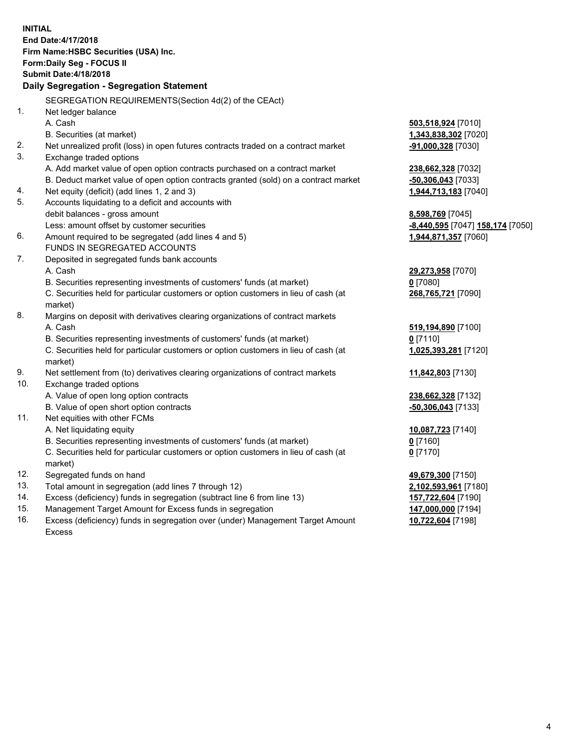**INITIAL**
**End Date:4/17/2018**
**Firm Name:HSBC Securities (USA) Inc.**
**Form:Daily Seg - FOCUS II**
**Submit Date:4/18/2018**

## Daily Segregation - Segregation Statement

SEGREGATION REQUIREMENTS(Section 4d(2) of the CEAct)

| | | |
|---|---|---|
| 1. | Net ledger balance | |
| | A. Cash | **503,518,924** [7010] |
| | B. Securities (at market) | **1,343,838,302** [7020] |
| 2. | Net unrealized profit (loss) in open futures contracts traded on a contract market | **-91,000,328** [7030] |
| 3. | Exchange traded options | |
| | A. Add market value of open option contracts purchased on a contract market | **238,662,328** [7032] |
| | B. Deduct market value of open option contracts granted (sold) on a contract market | **-50,306,043** [7033] |
| 4. | Net equity (deficit) (add lines 1, 2 and 3) | **1,944,713,183** [7040] |
| 5. | Accounts liquidating to a deficit and accounts with debit balances - gross amount | **8,598,769** [7045] |
| | Less: amount offset by customer securities | **-8,440,595** [7047] **158,174** [7050] |
| 6. | Amount required to be segregated (add lines 4 and 5) | **1,944,871,357** [7060] |
| | FUNDS IN SEGREGATED ACCOUNTS | |
| 7. | Deposited in segregated funds bank accounts | |
| | A. Cash | **29,273,958** [7070] |
| | B. Securities representing investments of customers' funds (at market) | **0** [7080] |
| | C. Securities held for particular customers or option customers in lieu of cash (at market) | **268,765,721** [7090] |
| 8. | Margins on deposit with derivatives clearing organizations of contract markets | |
| | A. Cash | **519,194,890** [7100] |
| | B. Securities representing investments of customers' funds (at market) | **0** [7110] |
| | C. Securities held for particular customers or option customers in lieu of cash (at market) | **1,025,393,281** [7120] |
| 9. | Net settlement from (to) derivatives clearing organizations of contract markets | **11,842,803** [7130] |
| 10. | Exchange traded options | |
| | A. Value of open long option contracts | **238,662,328** [7132] |
| | B. Value of open short option contracts | **-50,306,043** [7133] |
| 11. | Net equities with other FCMs | |
| | A. Net liquidating equity | **10,087,723** [7140] |
| | B. Securities representing investments of customers' funds (at market) | **0** [7160] |
| | C. Securities held for particular customers or option customers in lieu of cash (at market) | **0** [7170] |
| 12. | Segregated funds on hand | **49,679,300** [7150] |
| 13. | Total amount in segregation (add lines 7 through 12) | **2,102,593,961** [7180] |
| 14. | Excess (deficiency) funds in segregation (subtract line 6 from line 13) | **157,722,604** [7190] |
| 15. | Management Target Amount for Excess funds in segregation | **147,000,000** [7194] |
| 16. | Excess (deficiency) funds in segregation over (under) Management Target Amount Excess | **10,722,604** [7198] |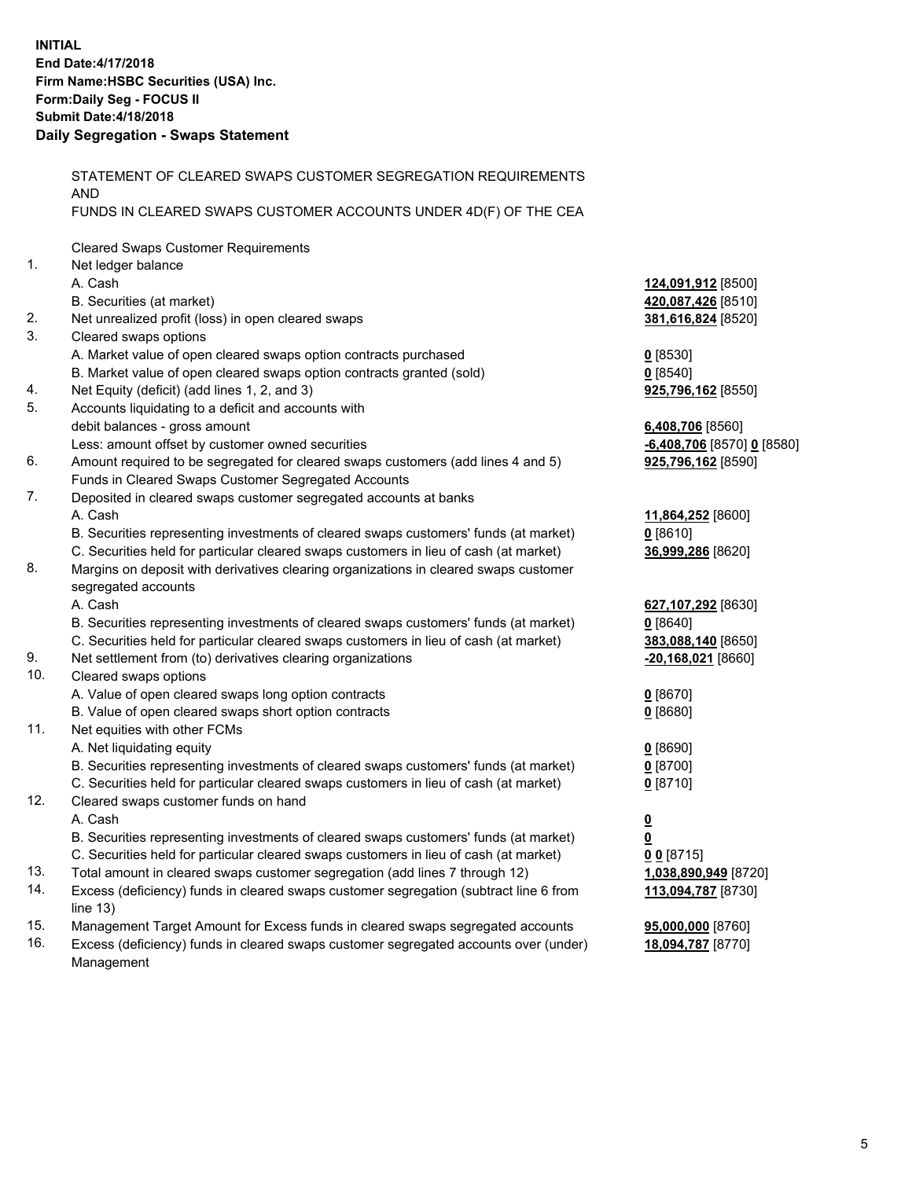**INITIAL**
**End Date:4/17/2018**
**Firm Name:HSBC Securities (USA) Inc.**
**Form:Daily Seg - FOCUS II**
**Submit Date:4/18/2018**
**Daily Segregation - Swaps Statement**

STATEMENT OF CLEARED SWAPS CUSTOMER SEGREGATION REQUIREMENTS
AND
FUNDS IN CLEARED SWAPS CUSTOMER ACCOUNTS UNDER 4D(F) OF THE CEA

| | | |
|---|---|---|
| | Cleared Swaps Customer Requirements | |
| 1. | Net ledger balance | |
| | A. Cash | **124,091,912** [8500] |
| | B. Securities (at market) | **420,087,426** [8510] |
| 2. | Net unrealized profit (loss) in open cleared swaps | **381,616,824** [8520] |
| 3. | Cleared swaps options | |
| | A. Market value of open cleared swaps option contracts purchased | **0** [8530] |
| | B. Market value of open cleared swaps option contracts granted (sold) | **0** [8540] |
| 4. | Net Equity (deficit) (add lines 1, 2, and 3) | **925,796,162** [8550] |
| 5. | Accounts liquidating to a deficit and accounts with debit balances - gross amount | **6,408,706** [8560] |
| | Less: amount offset by customer owned securities | **-6,408,706** [8570] **0** [8580] |
| 6. | Amount required to be segregated for cleared swaps customers (add lines 4 and 5) | **925,796,162** [8590] |
| | Funds in Cleared Swaps Customer Segregated Accounts | |
| 7. | Deposited in cleared swaps customer segregated accounts at banks | |
| | A. Cash | **11,864,252** [8600] |
| | B. Securities representing investments of cleared swaps customers' funds (at market) | **0** [8610] |
| | C. Securities held for particular cleared swaps customers in lieu of cash (at market) | **36,999,286** [8620] |
| 8. | Margins on deposit with derivatives clearing organizations in cleared swaps customer segregated accounts | |
| | A. Cash | **627,107,292** [8630] |
| | B. Securities representing investments of cleared swaps customers' funds (at market) | **0** [8640] |
| | C. Securities held for particular cleared swaps customers in lieu of cash (at market) | **383,088,140** [8650] |
| 9. | Net settlement from (to) derivatives clearing organizations | **-20,168,021** [8660] |
| 10. | Cleared swaps options | |
| | A. Value of open cleared swaps long option contracts | **0** [8670] |
| | B. Value of open cleared swaps short option contracts | **0** [8680] |
| 11. | Net equities with other FCMs | |
| | A. Net liquidating equity | **0** [8690] |
| | B. Securities representing investments of cleared swaps customers' funds (at market) | **0** [8700] |
| | C. Securities held for particular cleared swaps customers in lieu of cash (at market) | **0** [8710] |
| 12. | Cleared swaps customer funds on hand | |
| | A. Cash | **0** |
| | B. Securities representing investments of cleared swaps customers' funds (at market) | **0** |
| | C. Securities held for particular cleared swaps customers in lieu of cash (at market) | **0** **0** [8715] |
| 13. | Total amount in cleared swaps customer segregation (add lines 7 through 12) | **1,038,890,949** [8720] |
| 14. | Excess (deficiency) funds in cleared swaps customer segregation (subtract line 6 from line 13) | **113,094,787** [8730] |
| 15. | Management Target Amount for Excess funds in cleared swaps segregated accounts | **95,000,000** [8760] |
| 16. | Excess (deficiency) funds in cleared swaps customer segregated accounts over (under) Management | **18,094,787** [8770] |